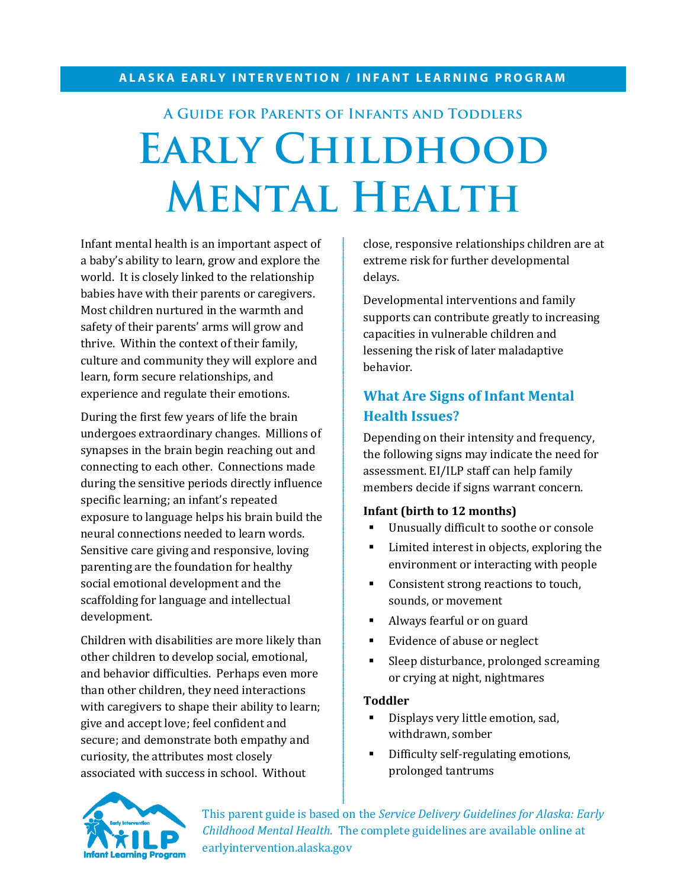**ALASKA EARLY INTERVENTION / INFANT LEARNING PROGRAM**

### A Guide for Parents of Infants and Toddlers

# Early Childhood Mental Health

Infant mental health is an important aspect of a baby's ability to learn, grow and explore the world. It is closely linked to the relationship babies have with their parents or caregivers. Most children nurtured in the warmth and safety of their parents' arms will grow and thrive. Within the context of their family, culture and community they will explore and learn, form secure relationships, and experience and regulate their emotions.

During the first few years of life the brain undergoes extraordinary changes. Millions of synapses in the brain begin reaching out and connecting to each other. Connections made during the sensitive periods directly influence specific learning; an infant's repeated exposure to language helps his brain build the neural connections needed to learn words. Sensitive care giving and responsive, loving parenting are the foundation for healthy social emotional development and the scaffolding for language and intellectual development.

Children with disabilities are more likely than other children to develop social, emotional, and behavior difficulties. Perhaps even more than other children, they need interactions with caregivers to shape their ability to learn; give and accept love; feel confident and secure; and demonstrate both empathy and curiosity, the attributes most closely associated with success in school. Without close, responsive relationships children are at extreme risk for further developmental delays.

Developmental interventions and family supports can contribute greatly to increasing capacities in vulnerable children and lessening the risk of later maladaptive behavior.

## What Are Signs of Infant Mental Health Issues?

Depending on their intensity and frequency, the following signs may indicate the need for assessment. EI/ILP staff can help family members decide if signs warrant concern.

**Infant (birth to 12 months)**

- Unusually difficult to soothe or console
- Limited interest in objects, exploring the environment or interacting with people
- Consistent strong reactions to touch, sounds, or movement
- Always fearful or on guard
- Evidence of abuse or neglect
- Sleep disturbance, prolonged screaming or crying at night, nightmares

**Toddler**

- Displays very little emotion, sad, withdrawn, somber
- Difficulty self-regulating emotions, prolonged tantrums

This parent guide is based on the *Service Delivery Guidelines for Alaska: Early Childhood Mental Health.* The complete guidelines are available online at earlyintervention.alaska.gov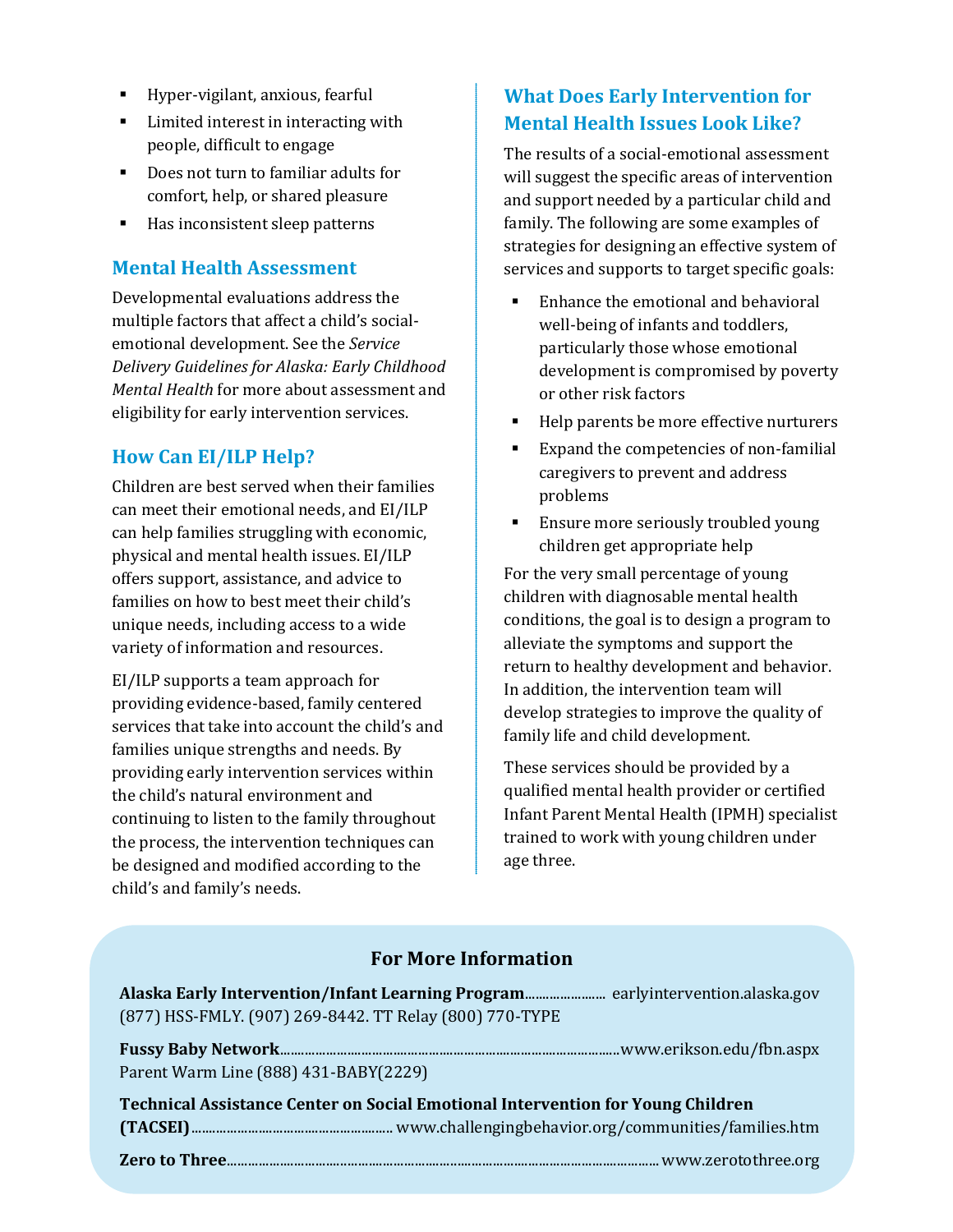- Hyper-vigilant, anxious, fearful
- Limited interest in interacting with people, difficult to engage
- Does not turn to familiar adults for comfort, help, or shared pleasure
- Has inconsistent sleep patterns

## Mental Health Assessment

Developmental evaluations address the multiple factors that affect a child's social-emotional development. See the *Service Delivery Guidelines for Alaska: Early Childhood Mental Health* for more about assessment and eligibility for early intervention services.

## How Can EI/ILP Help?

Children are best served when their families can meet their emotional needs, and EI/ILP can help families struggling with economic, physical and mental health issues. EI/ILP offers support, assistance, and advice to families on how to best meet their child's unique needs, including access to a wide variety of information and resources.

EI/ILP supports a team approach for providing evidence-based, family centered services that take into account the child's and families unique strengths and needs. By providing early intervention services within the child's natural environment and continuing to listen to the family throughout the process, the intervention techniques can be designed and modified according to the child's and family's needs.

## What Does Early Intervention for Mental Health Issues Look Like?

The results of a social-emotional assessment will suggest the specific areas of intervention and support needed by a particular child and family. The following are some examples of strategies for designing an effective system of services and supports to target specific goals:

- Enhance the emotional and behavioral well-being of infants and toddlers, particularly those whose emotional development is compromised by poverty or other risk factors
- Help parents be more effective nurturers
- Expand the competencies of non-familial caregivers to prevent and address problems
- Ensure more seriously troubled young children get appropriate help

For the very small percentage of young children with diagnosable mental health conditions, the goal is to design a program to alleviate the symptoms and support the return to healthy development and behavior. In addition, the intervention team will develop strategies to improve the quality of family life and child development.

These services should be provided by a qualified mental health provider or certified Infant Parent Mental Health (IPMH) specialist trained to work with young children under age three.

### For More Information

**Alaska Early Intervention/Infant Learning Program**........................ earlyintervention.alaska.gov
(877) HSS-FMLY. (907) 269-8442. TT Relay (800) 770-TYPE

**Fussy Baby Network**..................................................................................................www.erikson.edu/fbn.aspx
Parent Warm Line (888) 431-BABY(2229)

**Technical Assistance Center on Social Emotional Intervention for Young Children (TACSEI)**........................................................ www.challengingbehavior.org/communities/families.htm

**Zero to Three**........................................................................................................................... www.zerotothree.org